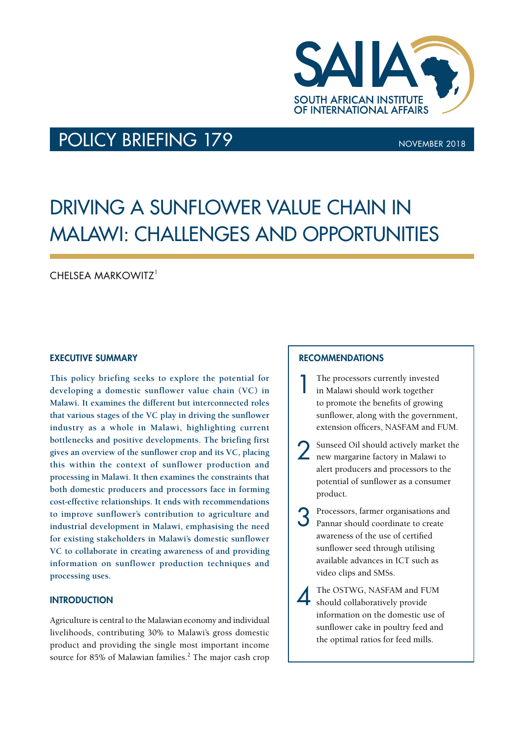# POLICY BRIEFING 179

NOVEMBER 2018

# DRIVING A SUNFLOWER VALUE CHAIN IN MALAWI: CHALLENGES AND OPPORTUNITIES

CHELSEA MARKOWITZ[1]

## EXECUTIVE SUMMARY

**This policy briefing seeks to explore the potential for developing a domestic sunflower value chain (VC) in Malawi. It examines the different but interconnected roles that various stages of the VC play in driving the sunflower industry as a whole in Malawi, highlighting current bottlenecks and positive developments. The briefing first gives an overview of the sunflower crop and its VC, placing this within the context of sunflower production and processing in Malawi. It then examines the constraints that both domestic producers and processors face in forming cost-effective relationships. It ends with recommendations to improve sunflower's contribution to agriculture and industrial development in Malawi, emphasising the need for existing stakeholders in Malawi's domestic sunflower VC to collaborate in creating awareness of and providing information on sunflower production techniques and processing uses.**

## INTRODUCTION

Agriculture is central to the Malawian economy and individual livelihoods, contributing 30% to Malawi's gross domestic product and providing the single most important income source for 85% of Malawian families.[2] The major cash crop

## RECOMMENDATIONS

1. The processors currently invested in Malawi should work together to promote the benefits of growing sunflower, along with the government, extension officers, NASFAM and FUM.
2. Sunseed Oil should actively market the new margarine factory in Malawi to alert producers and processors to the potential of sunflower as a consumer product.
3. Processors, farmer organisations and Pannar should coordinate to create awareness of the use of certified sunflower seed through utilising available advances in ICT such as video clips and SMSs.
4. The OSTWG, NASFAM and FUM should collaboratively provide information on the domestic use of sunflower cake in poultry feed and the optimal ratios for feed mills.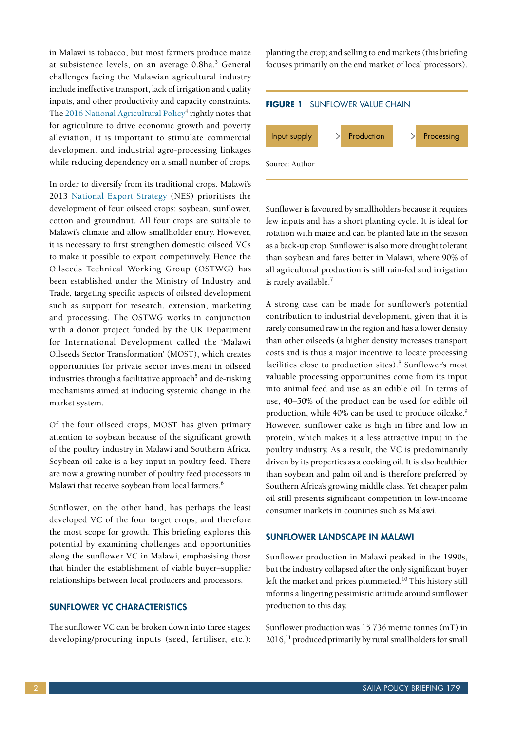in Malawi is tobacco, but most farmers produce maize at subsistence levels, on an average 0.8ha.[3] General challenges facing the Malawian agricultural industry include ineffective transport, lack of irrigation and quality inputs, and other productivity and capacity constraints. The 2016 National Agricultural Policy[4] rightly notes that for agriculture to drive economic growth and poverty alleviation, it is important to stimulate commercial development and industrial agro-processing linkages while reducing dependency on a small number of crops.

In order to diversify from its traditional crops, Malawi's 2013 National Export Strategy (NES) prioritises the development of four oilseed crops: soybean, sunflower, cotton and groundnut. All four crops are suitable to Malawi's climate and allow smallholder entry. However, it is necessary to first strengthen domestic oilseed VCs to make it possible to export competitively. Hence the Oilseeds Technical Working Group (OSTWG) has been established under the Ministry of Industry and Trade, targeting specific aspects of oilseed development such as support for research, extension, marketing and processing. The OSTWG works in conjunction with a donor project funded by the UK Department for International Development called the 'Malawi Oilseeds Sector Transformation' (MOST), which creates opportunities for private sector investment in oilseed industries through a facilitative approach[5] and de-risking mechanisms aimed at inducing systemic change in the market system.

Of the four oilseed crops, MOST has given primary attention to soybean because of the significant growth of the poultry industry in Malawi and Southern Africa. Soybean oil cake is a key input in poultry feed. There are now a growing number of poultry feed processors in Malawi that receive soybean from local farmers.[6]

Sunflower, on the other hand, has perhaps the least developed VC of the four target crops, and therefore the most scope for growth. This briefing explores this potential by examining challenges and opportunities along the sunflower VC in Malawi, emphasising those that hinder the establishment of viable buyer–supplier relationships between local producers and processors.

## SUNFLOWER VC CHARACTERISTICS

The sunflower VC can be broken down into three stages: developing/procuring inputs (seed, fertiliser, etc.); planting the crop; and selling to end markets (this briefing focuses primarily on the end market of local processors).

**FIGURE 1** SUNFLOWER VALUE CHAIN

Input supply → Production → Processing

Source: Author

Sunflower is favoured by smallholders because it requires few inputs and has a short planting cycle. It is ideal for rotation with maize and can be planted late in the season as a back-up crop. Sunflower is also more drought tolerant than soybean and fares better in Malawi, where 90% of all agricultural production is still rain-fed and irrigation is rarely available.[7]

A strong case can be made for sunflower's potential contribution to industrial development, given that it is rarely consumed raw in the region and has a lower density than other oilseeds (a higher density increases transport costs and is thus a major incentive to locate processing facilities close to production sites).[8] Sunflower's most valuable processing opportunities come from its input into animal feed and use as an edible oil. In terms of use, 40–50% of the product can be used for edible oil production, while 40% can be used to produce oilcake.[9] However, sunflower cake is high in fibre and low in protein, which makes it a less attractive input in the poultry industry. As a result, the VC is predominantly driven by its properties as a cooking oil. It is also healthier than soybean and palm oil and is therefore preferred by Southern Africa's growing middle class. Yet cheaper palm oil still presents significant competition in low-income consumer markets in countries such as Malawi.

## SUNFLOWER LANDSCAPE IN MALAWI

Sunflower production in Malawi peaked in the 1990s, but the industry collapsed after the only significant buyer left the market and prices plummeted.[10] This history still informs a lingering pessimistic attitude around sunflower production to this day.

Sunflower production was 15 736 metric tonnes (mT) in 2016,[11] produced primarily by rural smallholders for small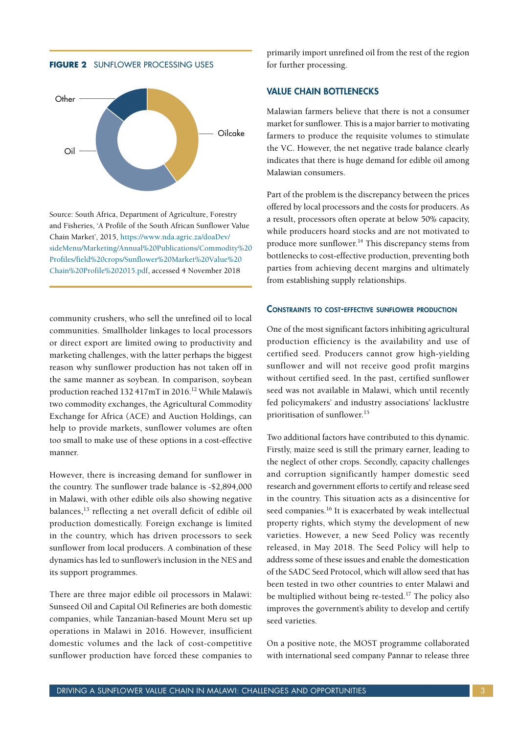**FIGURE 2** SUNFLOWER PROCESSING USES

Other

Oilcake

Oil

Source: South Africa, Department of Agriculture, Forestry and Fisheries, 'A Profile of the South African Sunflower Value Chain Market', 2015, https://www.nda.agric.za/doaDev/sideMenu/Marketing/Annual%20Publications/Commodity%20Profiles/field%20crops/Sunflower%20Market%20Value%20Chain%20Profile%202015.pdf, accessed 4 November 2018

community crushers, who sell the unrefined oil to local communities. Smallholder linkages to local processors or direct export are limited owing to productivity and marketing challenges, with the latter perhaps the biggest reason why sunflower production has not taken off in the same manner as soybean. In comparison, soybean production reached 132 417mT in 2016.[12] While Malawi's two commodity exchanges, the Agricultural Commodity Exchange for Africa (ACE) and Auction Holdings, can help to provide markets, sunflower volumes are often too small to make use of these options in a cost-effective manner.

However, there is increasing demand for sunflower in the country. The sunflower trade balance is -$2,894,000 in Malawi, with other edible oils also showing negative balances,[13] reflecting a net overall deficit of edible oil production domestically. Foreign exchange is limited in the country, which has driven processors to seek sunflower from local producers. A combination of these dynamics has led to sunflower's inclusion in the NES and its support programmes.

There are three major edible oil processors in Malawi: Sunseed Oil and Capital Oil Refineries are both domestic companies, while Tanzanian-based Mount Meru set up operations in Malawi in 2016. However, insufficient domestic volumes and the lack of cost-competitive sunflower production have forced these companies to primarily import unrefined oil from the rest of the region for further processing.

## VALUE CHAIN BOTTLENECKS

Malawian farmers believe that there is not a consumer market for sunflower. This is a major barrier to motivating farmers to produce the requisite volumes to stimulate the VC. However, the net negative trade balance clearly indicates that there is huge demand for edible oil among Malawian consumers.

Part of the problem is the discrepancy between the prices offered by local processors and the costs for producers. As a result, processors often operate at below 50% capacity, while producers hoard stocks and are not motivated to produce more sunflower.[14] This discrepancy stems from bottlenecks to cost-effective production, preventing both parties from achieving decent margins and ultimately from establishing supply relationships.

### Constraints to cost-effective sunflower production

One of the most significant factors inhibiting agricultural production efficiency is the availability and use of certified seed. Producers cannot grow high-yielding sunflower and will not receive good profit margins without certified seed. In the past, certified sunflower seed was not available in Malawi, which until recently fed policymakers' and industry associations' lacklustre prioritisation of sunflower.[15]

Two additional factors have contributed to this dynamic. Firstly, maize seed is still the primary earner, leading to the neglect of other crops. Secondly, capacity challenges and corruption significantly hamper domestic seed research and government efforts to certify and release seed in the country. This situation acts as a disincentive for seed companies.[16] It is exacerbated by weak intellectual property rights, which stymy the development of new varieties. However, a new Seed Policy was recently released, in May 2018. The Seed Policy will help to address some of these issues and enable the domestication of the SADC Seed Protocol, which will allow seed that has been tested in two other countries to enter Malawi and be multiplied without being re-tested.[17] The policy also improves the government's ability to develop and certify seed varieties.

On a positive note, the MOST programme collaborated with international seed company Pannar to release three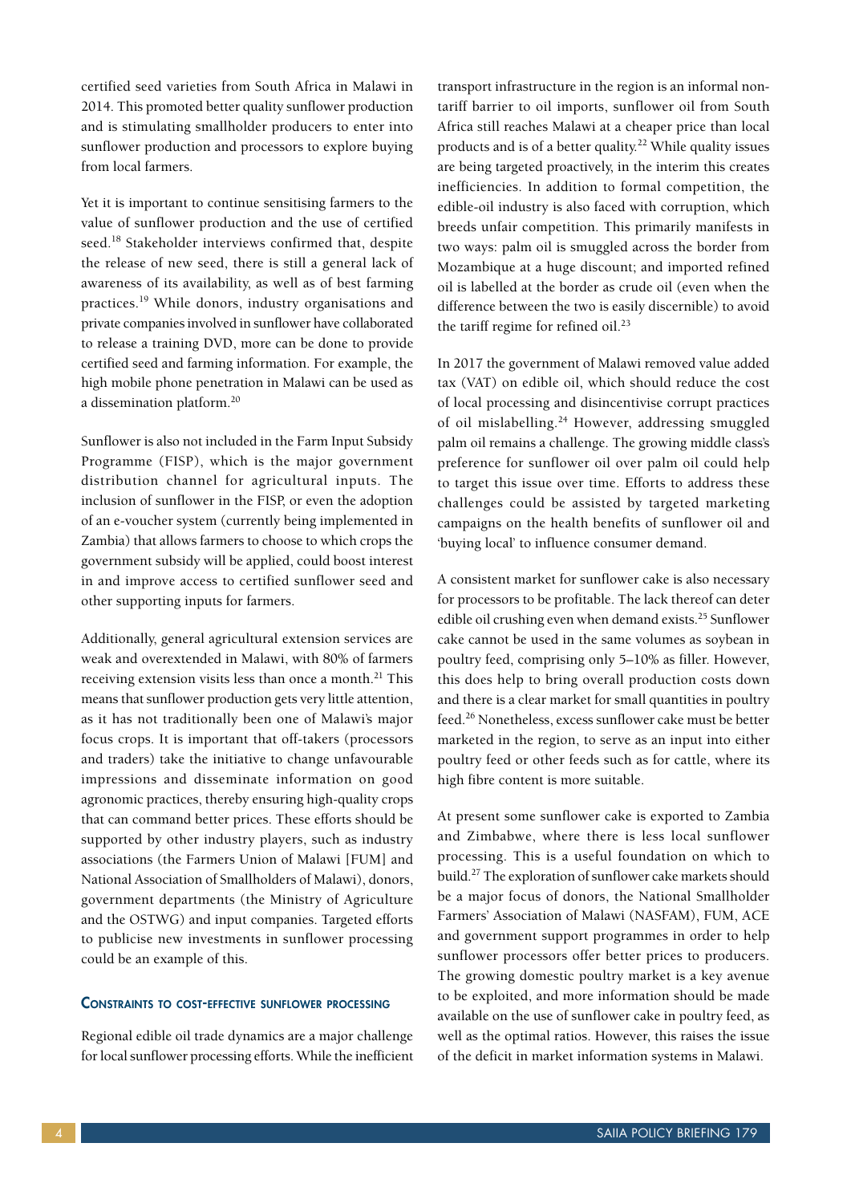certified seed varieties from South Africa in Malawi in 2014. This promoted better quality sunflower production and is stimulating smallholder producers to enter into sunflower production and processors to explore buying from local farmers.

Yet it is important to continue sensitising farmers to the value of sunflower production and the use of certified seed.[18] Stakeholder interviews confirmed that, despite the release of new seed, there is still a general lack of awareness of its availability, as well as of best farming practices.[19] While donors, industry organisations and private companies involved in sunflower have collaborated to release a training DVD, more can be done to provide certified seed and farming information. For example, the high mobile phone penetration in Malawi can be used as a dissemination platform.[20]

Sunflower is also not included in the Farm Input Subsidy Programme (FISP), which is the major government distribution channel for agricultural inputs. The inclusion of sunflower in the FISP, or even the adoption of an e-voucher system (currently being implemented in Zambia) that allows farmers to choose to which crops the government subsidy will be applied, could boost interest in and improve access to certified sunflower seed and other supporting inputs for farmers.

Additionally, general agricultural extension services are weak and overextended in Malawi, with 80% of farmers receiving extension visits less than once a month.[21] This means that sunflower production gets very little attention, as it has not traditionally been one of Malawi's major focus crops. It is important that off-takers (processors and traders) take the initiative to change unfavourable impressions and disseminate information on good agronomic practices, thereby ensuring high-quality crops that can command better prices. These efforts should be supported by other industry players, such as industry associations (the Farmers Union of Malawi [FUM] and National Association of Smallholders of Malawi), donors, government departments (the Ministry of Agriculture and the OSTWG) and input companies. Targeted efforts to publicise new investments in sunflower processing could be an example of this.

### Constraints to cost-effective sunflower processing

Regional edible oil trade dynamics are a major challenge for local sunflower processing efforts. While the inefficient transport infrastructure in the region is an informal non-tariff barrier to oil imports, sunflower oil from South Africa still reaches Malawi at a cheaper price than local products and is of a better quality.[22] While quality issues are being targeted proactively, in the interim this creates inefficiencies. In addition to formal competition, the edible-oil industry is also faced with corruption, which breeds unfair competition. This primarily manifests in two ways: palm oil is smuggled across the border from Mozambique at a huge discount; and imported refined oil is labelled at the border as crude oil (even when the difference between the two is easily discernible) to avoid the tariff regime for refined oil.[23]

In 2017 the government of Malawi removed value added tax (VAT) on edible oil, which should reduce the cost of local processing and disincentivise corrupt practices of oil mislabelling.[24] However, addressing smuggled palm oil remains a challenge. The growing middle class's preference for sunflower oil over palm oil could help to target this issue over time. Efforts to address these challenges could be assisted by targeted marketing campaigns on the health benefits of sunflower oil and 'buying local' to influence consumer demand.

A consistent market for sunflower cake is also necessary for processors to be profitable. The lack thereof can deter edible oil crushing even when demand exists.[25] Sunflower cake cannot be used in the same volumes as soybean in poultry feed, comprising only 5–10% as filler. However, this does help to bring overall production costs down and there is a clear market for small quantities in poultry feed.[26] Nonetheless, excess sunflower cake must be better marketed in the region, to serve as an input into either poultry feed or other feeds such as for cattle, where its high fibre content is more suitable.

At present some sunflower cake is exported to Zambia and Zimbabwe, where there is less local sunflower processing. This is a useful foundation on which to build.[27] The exploration of sunflower cake markets should be a major focus of donors, the National Smallholder Farmers' Association of Malawi (NASFAM), FUM, ACE and government support programmes in order to help sunflower processors offer better prices to producers. The growing domestic poultry market is a key avenue to be exploited, and more information should be made available on the use of sunflower cake in poultry feed, as well as the optimal ratios. However, this raises the issue of the deficit in market information systems in Malawi.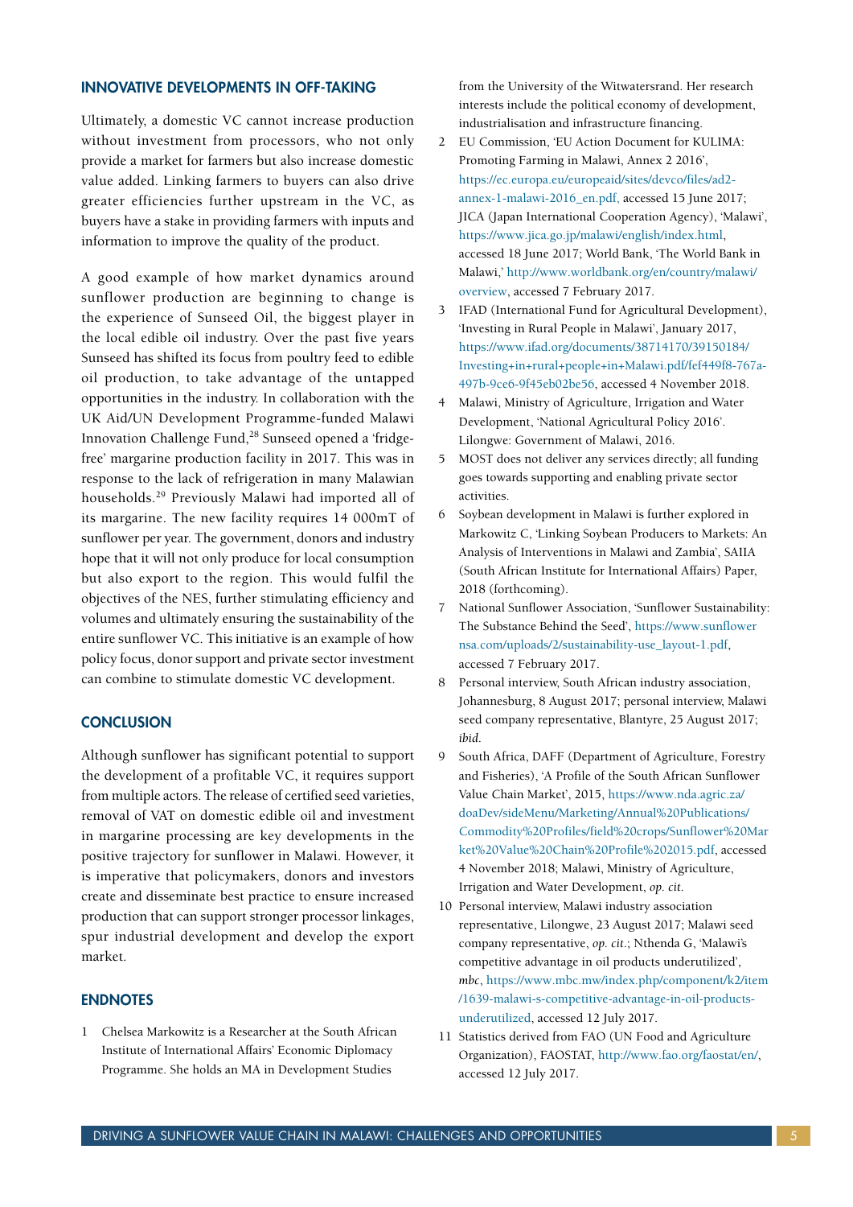## INNOVATIVE DEVELOPMENTS IN OFF-TAKING

Ultimately, a domestic VC cannot increase production without investment from processors, who not only provide a market for farmers but also increase domestic value added. Linking farmers to buyers can also drive greater efficiencies further upstream in the VC, as buyers have a stake in providing farmers with inputs and information to improve the quality of the product.

A good example of how market dynamics around sunflower production are beginning to change is the experience of Sunseed Oil, the biggest player in the local edible oil industry. Over the past five years Sunseed has shifted its focus from poultry feed to edible oil production, to take advantage of the untapped opportunities in the industry. In collaboration with the UK Aid/UN Development Programme-funded Malawi Innovation Challenge Fund,[28] Sunseed opened a 'fridge-free' margarine production facility in 2017. This was in response to the lack of refrigeration in many Malawian households.[29] Previously Malawi had imported all of its margarine. The new facility requires 14 000mT of sunflower per year. The government, donors and industry hope that it will not only produce for local consumption but also export to the region. This would fulfil the objectives of the NES, further stimulating efficiency and volumes and ultimately ensuring the sustainability of the entire sunflower VC. This initiative is an example of how policy focus, donor support and private sector investment can combine to stimulate domestic VC development.

## CONCLUSION

Although sunflower has significant potential to support the development of a profitable VC, it requires support from multiple actors. The release of certified seed varieties, removal of VAT on domestic edible oil and investment in margarine processing are key developments in the positive trajectory for sunflower in Malawi. However, it is imperative that policymakers, donors and investors create and disseminate best practice to ensure increased production that can support stronger processor linkages, spur industrial development and develop the export market.

## ENDNOTES

1. Chelsea Markowitz is a Researcher at the South African Institute of International Affairs' Economic Diplomacy Programme. She holds an MA in Development Studies from the University of the Witwatersrand. Her research interests include the political economy of development, industrialisation and infrastructure financing.
2. EU Commission, 'EU Action Document for KULIMA: Promoting Farming in Malawi, Annex 2 2016', https://ec.europa.eu/europeaid/sites/devco/files/ad2-annex-1-malawi-2016_en.pdf, accessed 15 June 2017; JICA (Japan International Cooperation Agency), 'Malawi', https://www.jica.go.jp/malawi/english/index.html, accessed 18 June 2017; World Bank, 'The World Bank in Malawi,' http://www.worldbank.org/en/country/malawi/overview, accessed 7 February 2017.
3. IFAD (International Fund for Agricultural Development), 'Investing in Rural People in Malawi', January 2017, https://www.ifad.org/documents/38714170/39150184/Investing+in+rural+people+in+Malawi.pdf/fef449f8-767a-497b-9ce6-9f45eb02be56, accessed 4 November 2018.
4. Malawi, Ministry of Agriculture, Irrigation and Water Development, 'National Agricultural Policy 2016'. Lilongwe: Government of Malawi, 2016.
5. MOST does not deliver any services directly; all funding goes towards supporting and enabling private sector activities.
6. Soybean development in Malawi is further explored in Markowitz C, 'Linking Soybean Producers to Markets: An Analysis of Interventions in Malawi and Zambia', SAIIA (South African Institute for International Affairs) Paper, 2018 (forthcoming).
7. National Sunflower Association, 'Sunflower Sustainability: The Substance Behind the Seed', https://www.sunflowernsa.com/uploads/2/sustainability-use_layout-1.pdf, accessed 7 February 2017.
8. Personal interview, South African industry association, Johannesburg, 8 August 2017; personal interview, Malawi seed company representative, Blantyre, 25 August 2017; *ibid*.
9. South Africa, DAFF (Department of Agriculture, Forestry and Fisheries), 'A Profile of the South African Sunflower Value Chain Market', 2015, https://www.nda.agric.za/doaDev/sideMenu/Marketing/Annual%20Publications/Commodity%20Profiles/field%20crops/Sunflower%20Market%20Value%20Chain%20Profile%202015.pdf, accessed 4 November 2018; Malawi, Ministry of Agriculture, Irrigation and Water Development, *op. cit*.
10. Personal interview, Malawi industry association representative, Lilongwe, 23 August 2017; Malawi seed company representative, *op. cit*.; Nthenda G, 'Malawi's competitive advantage in oil products underutilized', *mbc*, https://www.mbc.mw/index.php/component/k2/item/1639-malawi-s-competitive-advantage-in-oil-products-underutilized, accessed 12 July 2017.
11. Statistics derived from FAO (UN Food and Agriculture Organization), FAOSTAT, http://www.fao.org/faostat/en/, accessed 12 July 2017.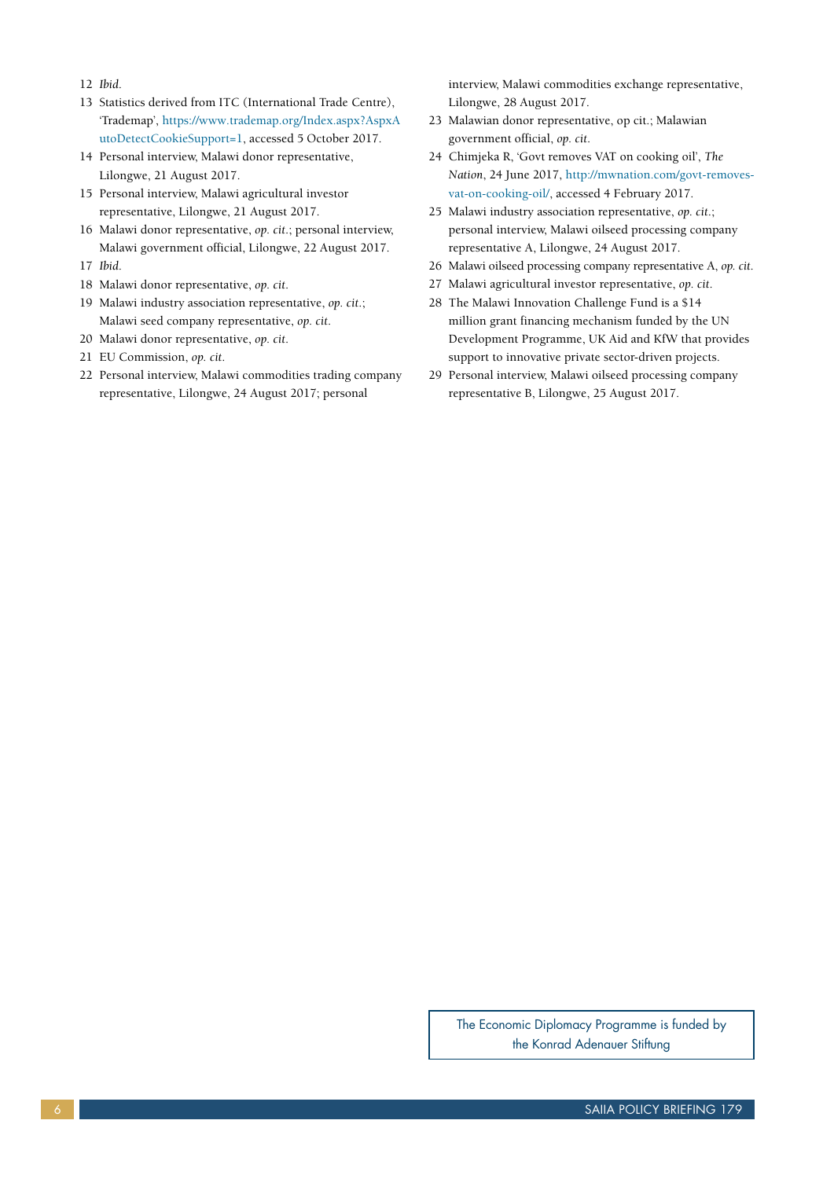12 *Ibid.*

13 Statistics derived from ITC (International Trade Centre), 'Trademap', https://www.trademap.org/Index.aspx?AspxAutoDetectCookieSupport=1, accessed 5 October 2017.

14 Personal interview, Malawi donor representative, Lilongwe, 21 August 2017.

15 Personal interview, Malawi agricultural investor representative, Lilongwe, 21 August 2017.

16 Malawi donor representative, *op. cit.*; personal interview, Malawi government official, Lilongwe, 22 August 2017.

17 *Ibid.*

18 Malawi donor representative, *op. cit.*

19 Malawi industry association representative, *op. cit.*; Malawi seed company representative, *op. cit.*

20 Malawi donor representative, *op. cit.*

21 EU Commission, *op. cit.*

22 Personal interview, Malawi commodities trading company representative, Lilongwe, 24 August 2017; personal interview, Malawi commodities exchange representative, Lilongwe, 28 August 2017.

23 Malawian donor representative, op cit.; Malawian government official, *op. cit.*

24 Chimjeka R, 'Govt removes VAT on cooking oil', *The Nation*, 24 June 2017, http://mwnation.com/govt-removes-vat-on-cooking-oil/, accessed 4 February 2017.

25 Malawi industry association representative, *op. cit.*; personal interview, Malawi oilseed processing company representative A, Lilongwe, 24 August 2017.

26 Malawi oilseed processing company representative A, *op. cit.*

27 Malawi agricultural investor representative, *op. cit.*

28 The Malawi Innovation Challenge Fund is a $14 million grant financing mechanism funded by the UN Development Programme, UK Aid and KfW that provides support to innovative private sector-driven projects.

29 Personal interview, Malawi oilseed processing company representative B, Lilongwe, 25 August 2017.

The Economic Diplomacy Programme is funded by the Konrad Adenauer Stiftung